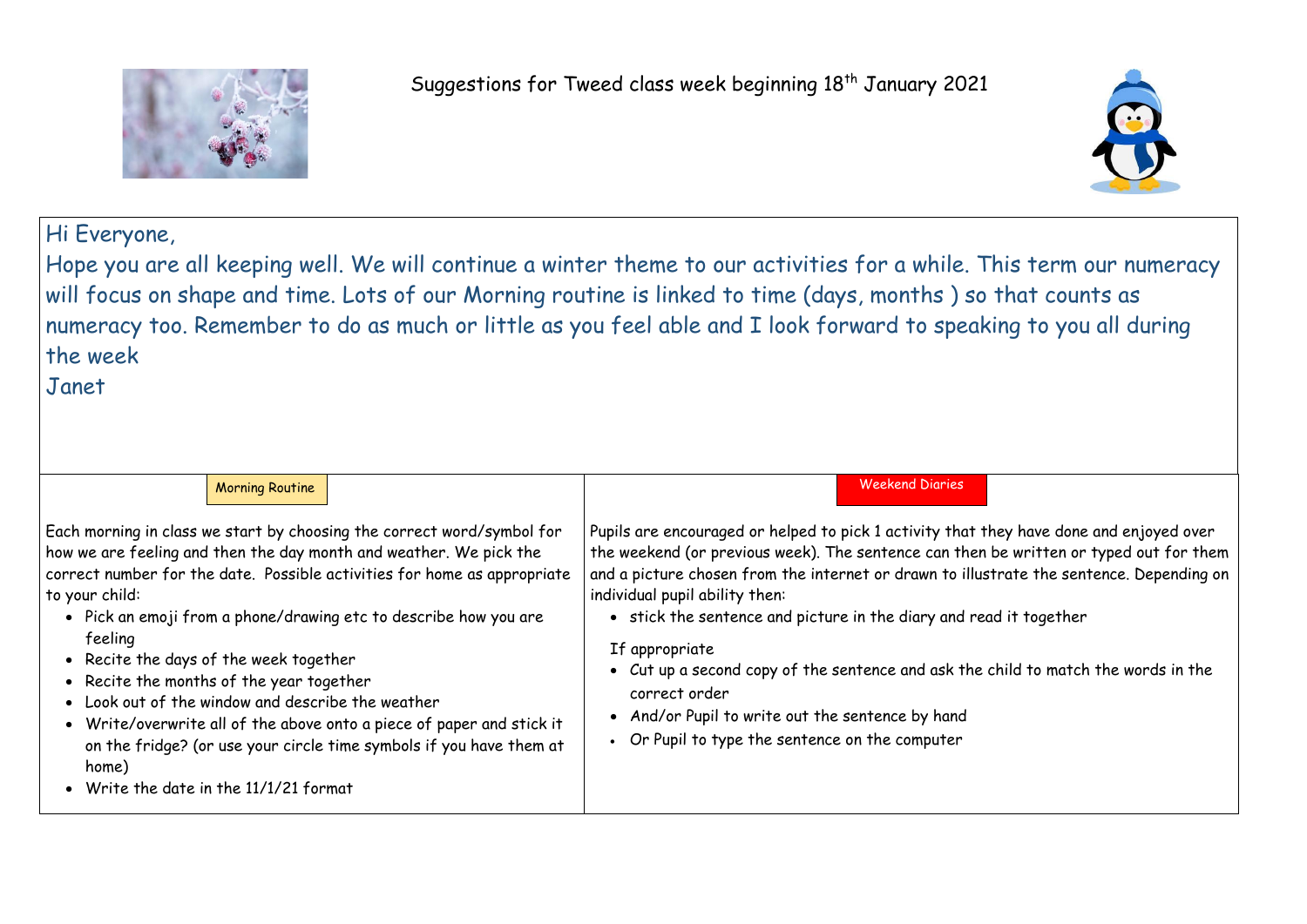# Suggestions for Tweed class week beginning 18th January 2021

Hi Everyone,

Hope you are all keeping well. We will continue a winter theme to our activities for a while. This term our numeracy will focus on shape and time. Lots of our Morning routine is linked to time (days, months ) so that counts as numeracy too. Remember to do as much or little as you feel able and I look forward to speaking to you all during the week

Janet

| Morning Routine | Weekend Diaries |
| --- | --- |
| Each morning in class we start by choosing the correct word/symbol for how we are feeling and then the day month and weather. We pick the correct number for the date. Possible activities for home as appropriate to your child:<br>• Pick an emoji from a phone/drawing etc to describe how you are feeling<br>• Recite the days of the week together<br>• Recite the months of the year together<br>• Look out of the window and describe the weather<br>• Write/overwrite all of the above onto a piece of paper and stick it on the fridge? (or use your circle time symbols if you have them at home)<br>• Write the date in the 11/1/21 format | Pupils are encouraged or helped to pick 1 activity that they have done and enjoyed over the weekend (or previous week). The sentence can then be written or typed out for them and a picture chosen from the internet or drawn to illustrate the sentence. Depending on individual pupil ability then:<br>• stick the sentence and picture in the diary and read it together<br><br>If appropriate<br>• Cut up a second copy of the sentence and ask the child to match the words in the correct order<br>• And/or Pupil to write out the sentence by hand<br>• Or Pupil to type the sentence on the computer |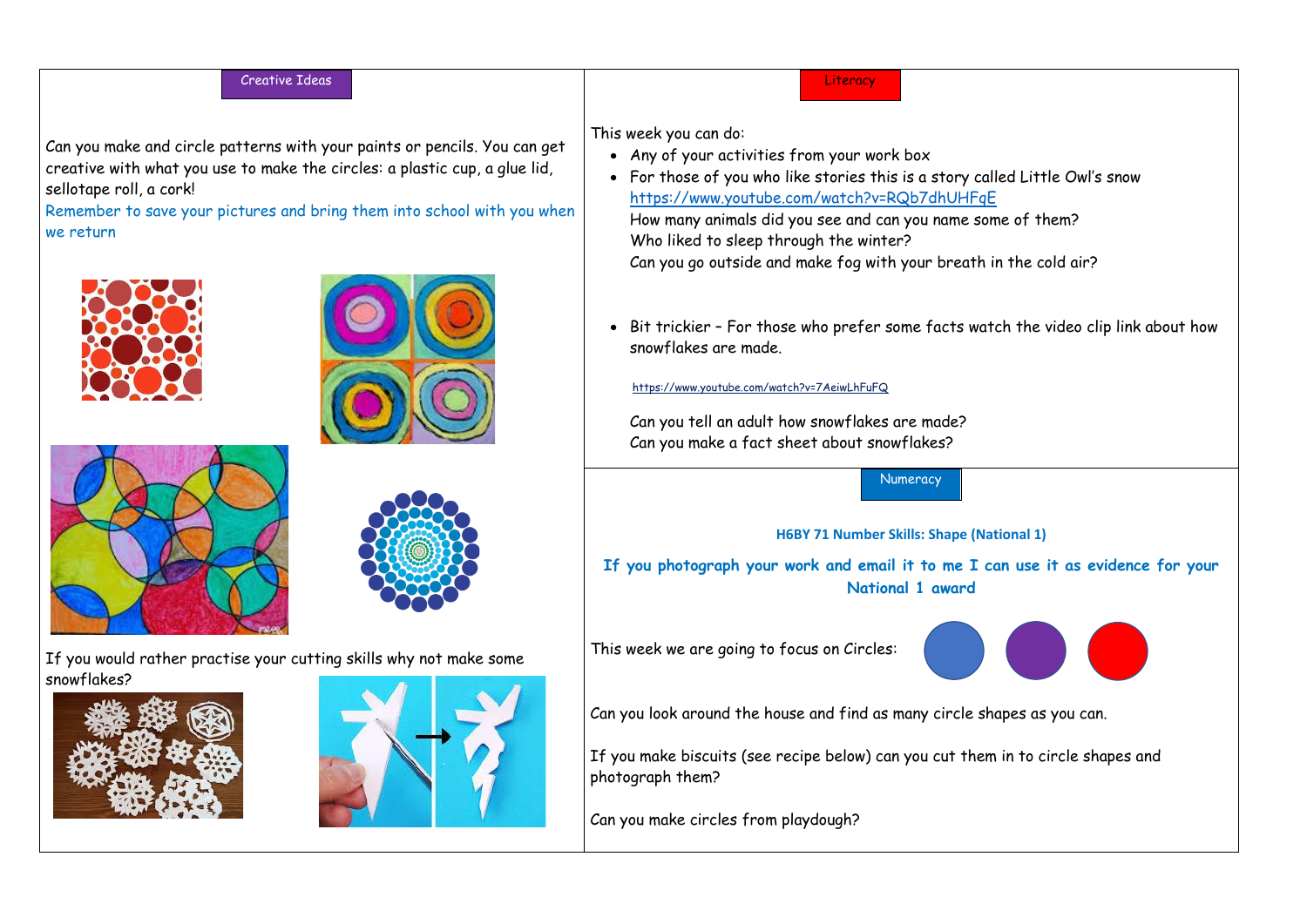## Creative Ideas

Can you make and circle patterns with your paints or pencils. You can get creative with what you use to make the circles: a plastic cup, a glue lid, sellotape roll, a cork!

Remember to save your pictures and bring them into school with you when we return

If you would rather practise your cutting skills why not make some snowflakes?

## Literacy

This week you can do:

- Any of your activities from your work box
- For those of you who like stories this is a story called Little Owl's snow
  https://www.youtube.com/watch?v=RQb7dhUHFqE
  How many animals did you see and can you name some of them?
  Who liked to sleep through the winter?
  Can you go outside and make fog with your breath in the cold air?
- Bit trickier – For those who prefer some facts watch the video clip link about how snowflakes are made.

  https://www.youtube.com/watch?v=7AeiwLhFuFQ

  Can you tell an adult how snowflakes are made?
  Can you make a fact sheet about snowflakes?

## Numeracy

**H6BY 71 Number Skills: Shape (National 1)**

**If you photograph your work and email it to me I can use it as evidence for your National 1 award**

This week we are going to focus on Circles:

Can you look around the house and find as many circle shapes as you can.

If you make biscuits (see recipe below) can you cut them in to circle shapes and photograph them?

Can you make circles from playdough?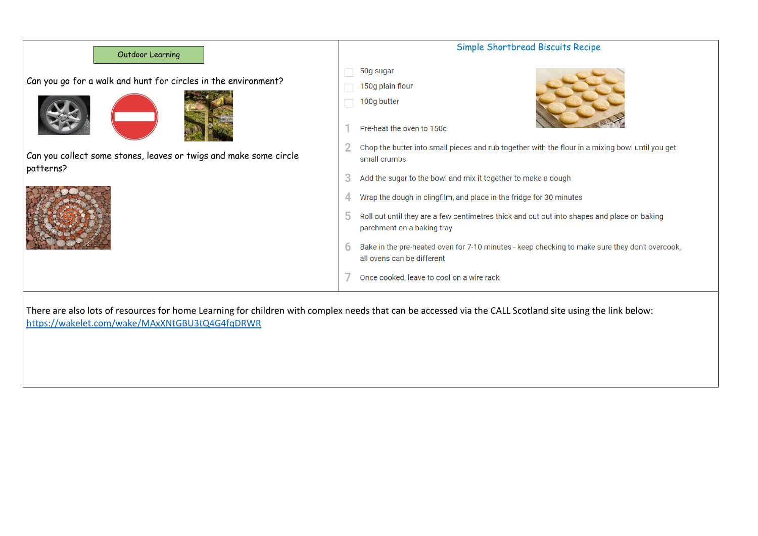## Outdoor Learning

Can you go for a walk and hunt for circles in the environment?

Can you collect some stones, leaves or twigs and make some circle patterns?

## Simple Shortbread Biscuits Recipe

- [ ] 50g sugar
- [ ] 150g plain flour
- [ ] 100g butter

1. Pre-heat the oven to 150c
2. Chop the butter into small pieces and rub together with the flour in a mixing bowl until you get small crumbs
3. Add the sugar to the bowl and mix it together to make a dough
4. Wrap the dough in clingfilm, and place in the fridge for 30 minutes
5. Roll out until they are a few centimetres thick and cut out into shapes and place on baking parchment on a baking tray
6. Bake in the pre-heated oven for 7-10 minutes - keep checking to make sure they don't overcook, all ovens can be different
7. Once cooked, leave to cool on a wire rack

There are also lots of resources for home Learning for children with complex needs that can be accessed via the CALL Scotland site using the link below:
https://wakelet.com/wake/MAxXNtGBU3tQ4G4fqDRWR